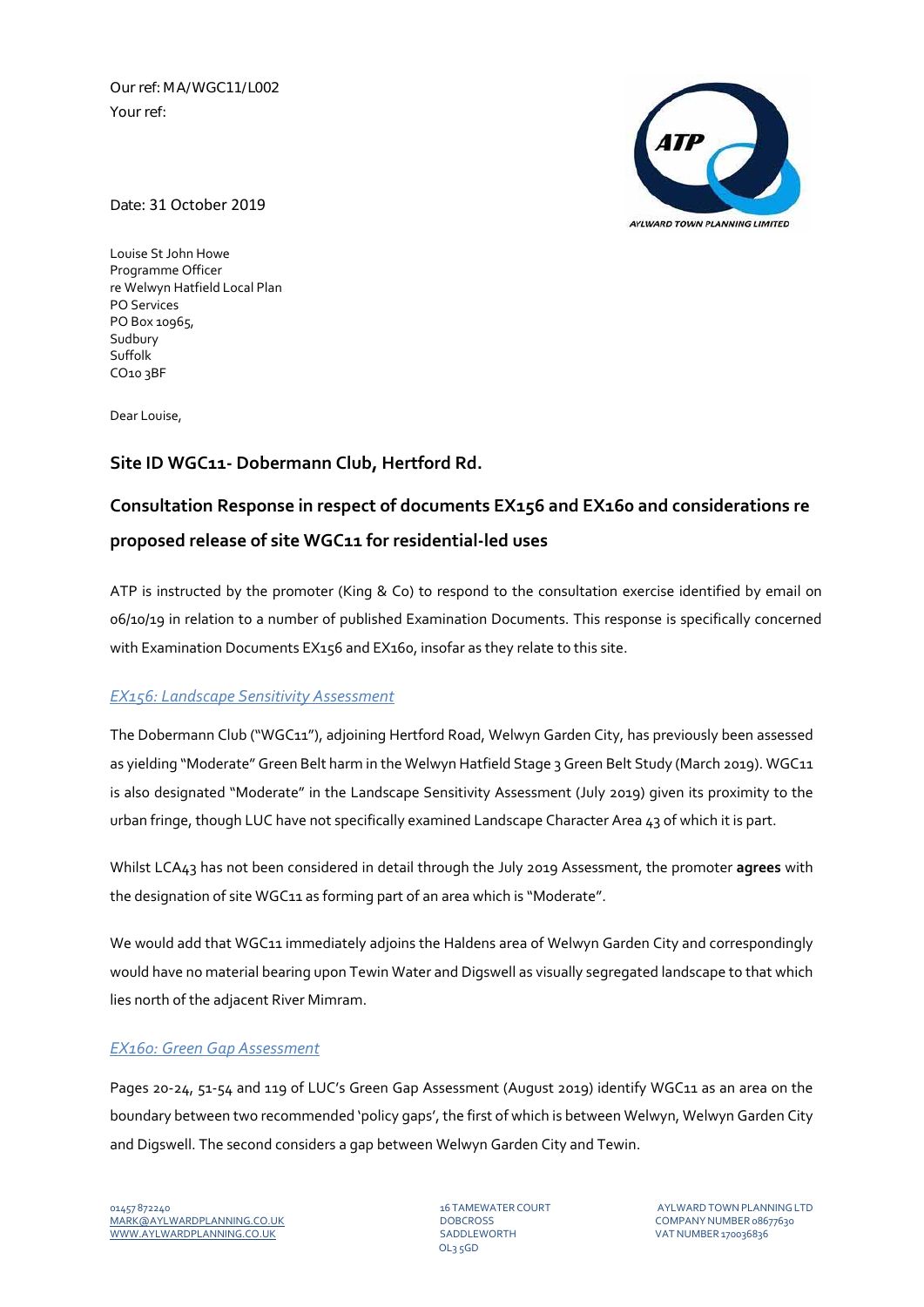Our ref: MA/WGC11/L002
Your ref:

Date: 31 October 2019

Louise St John Howe
Programme Officer
re Welwyn Hatfield Local Plan
PO Services
PO Box 10965,
Sudbury
Suffolk
CO10 3BF

Dear Louise,

## Site ID WGC11- Dobermann Club, Hertford Rd.

## Consultation Response in respect of documents EX156 and EX160 and considerations re proposed release of site WGC11 for residential-led uses

ATP is instructed by the promoter (King & Co) to respond to the consultation exercise identified by email on 06/10/19 in relation to a number of published Examination Documents. This response is specifically concerned with Examination Documents EX156 and EX160, insofar as they relate to this site.

### *EX156: Landscape Sensitivity Assessment*

The Dobermann Club ("WGC11"), adjoining Hertford Road, Welwyn Garden City, has previously been assessed as yielding "Moderate" Green Belt harm in the Welwyn Hatfield Stage 3 Green Belt Study (March 2019). WGC11 is also designated "Moderate" in the Landscape Sensitivity Assessment (July 2019) given its proximity to the urban fringe, though LUC have not specifically examined Landscape Character Area 43 of which it is part.

Whilst LCA43 has not been considered in detail through the July 2019 Assessment, the promoter **agrees** with the designation of site WGC11 as forming part of an area which is "Moderate".

We would add that WGC11 immediately adjoins the Haldens area of Welwyn Garden City and correspondingly would have no material bearing upon Tewin Water and Digswell as visually segregated landscape to that which lies north of the adjacent River Mimram.

### *EX160: Green Gap Assessment*

Pages 20-24, 51-54 and 119 of LUC's Green Gap Assessment (August 2019) identify WGC11 as an area on the boundary between two recommended 'policy gaps', the first of which is between Welwyn, Welwyn Garden City and Digswell. The second considers a gap between Welwyn Garden City and Tewin.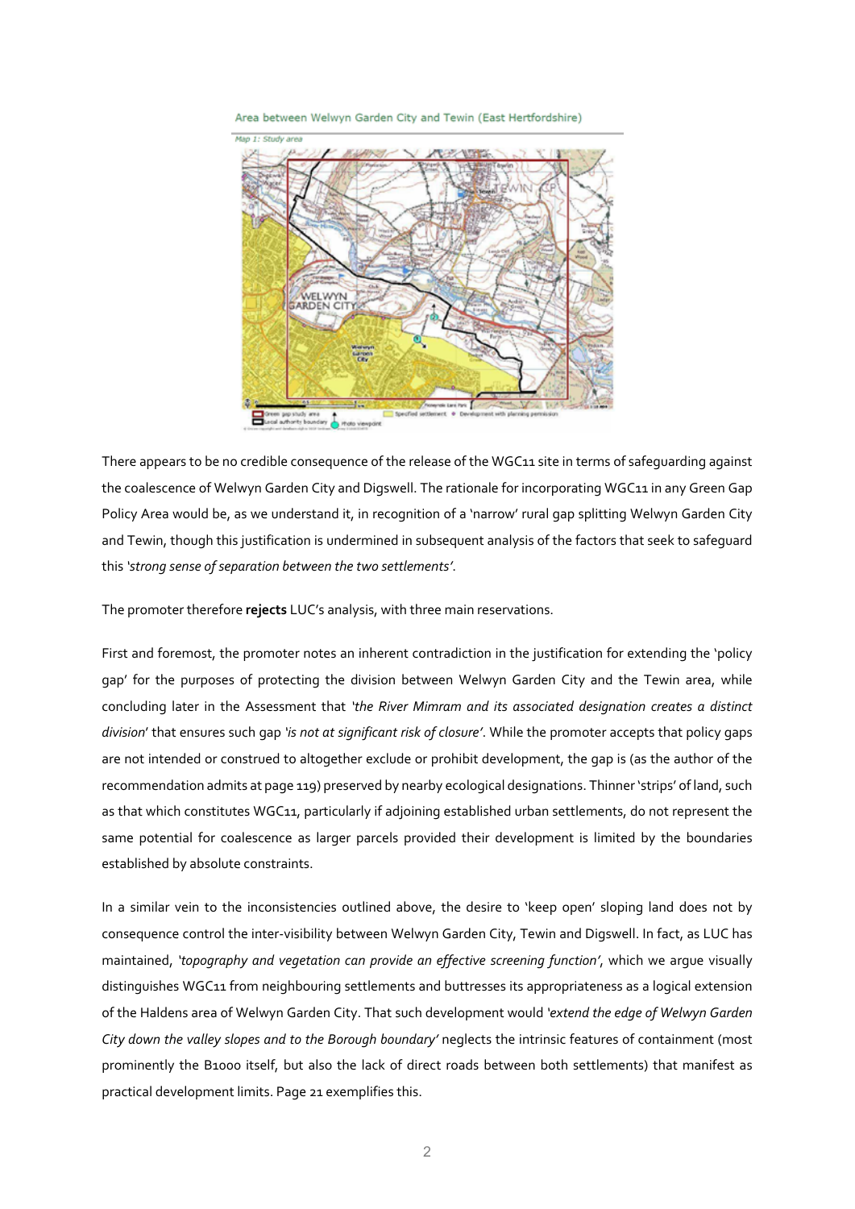Area between Welwyn Garden City and Tewin (East Hertfordshire)

Map 1: Study area

There appears to be no credible consequence of the release of the WGC11 site in terms of safeguarding against the coalescence of Welwyn Garden City and Digswell. The rationale for incorporating WGC11 in any Green Gap Policy Area would be, as we understand it, in recognition of a 'narrow' rural gap splitting Welwyn Garden City and Tewin, though this justification is undermined in subsequent analysis of the factors that seek to safeguard this *'strong sense of separation between the two settlements'*.

The promoter therefore **rejects** LUC's analysis, with three main reservations.

First and foremost, the promoter notes an inherent contradiction in the justification for extending the 'policy gap' for the purposes of protecting the division between Welwyn Garden City and the Tewin area, while concluding later in the Assessment that *'the River Mimram and its associated designation creates a distinct division'* that ensures such gap *'is not at significant risk of closure'*. While the promoter accepts that policy gaps are not intended or construed to altogether exclude or prohibit development, the gap is (as the author of the recommendation admits at page 119) preserved by nearby ecological designations. Thinner 'strips' of land, such as that which constitutes WGC11, particularly if adjoining established urban settlements, do not represent the same potential for coalescence as larger parcels provided their development is limited by the boundaries established by absolute constraints.

In a similar vein to the inconsistencies outlined above, the desire to 'keep open' sloping land does not by consequence control the inter-visibility between Welwyn Garden City, Tewin and Digswell. In fact, as LUC has maintained, *'topography and vegetation can provide an effective screening function'*, which we argue visually distinguishes WGC11 from neighbouring settlements and buttresses its appropriateness as a logical extension of the Haldens area of Welwyn Garden City. That such development would *'extend the edge of Welwyn Garden City down the valley slopes and to the Borough boundary'* neglects the intrinsic features of containment (most prominently the B1000 itself, but also the lack of direct roads between both settlements) that manifest as practical development limits. Page 21 exemplifies this.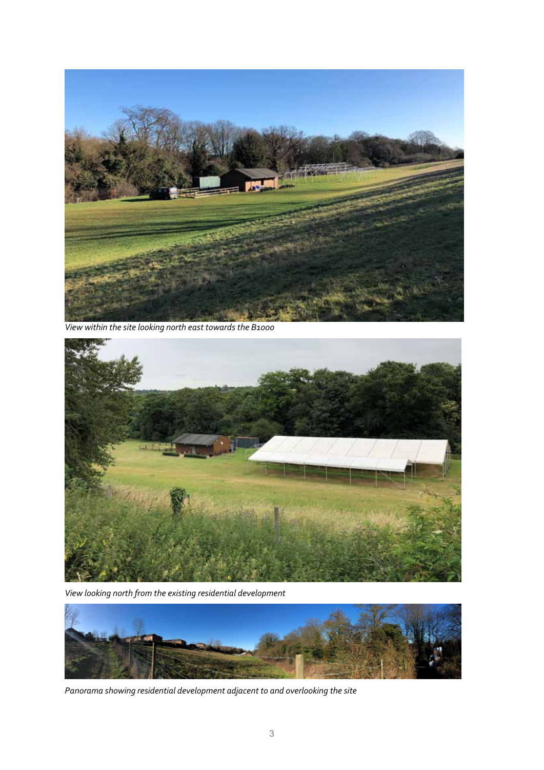*View within the site looking north east towards the B1000*

*View looking north from the existing residential development*

*Panorama showing residential development adjacent to and overlooking the site*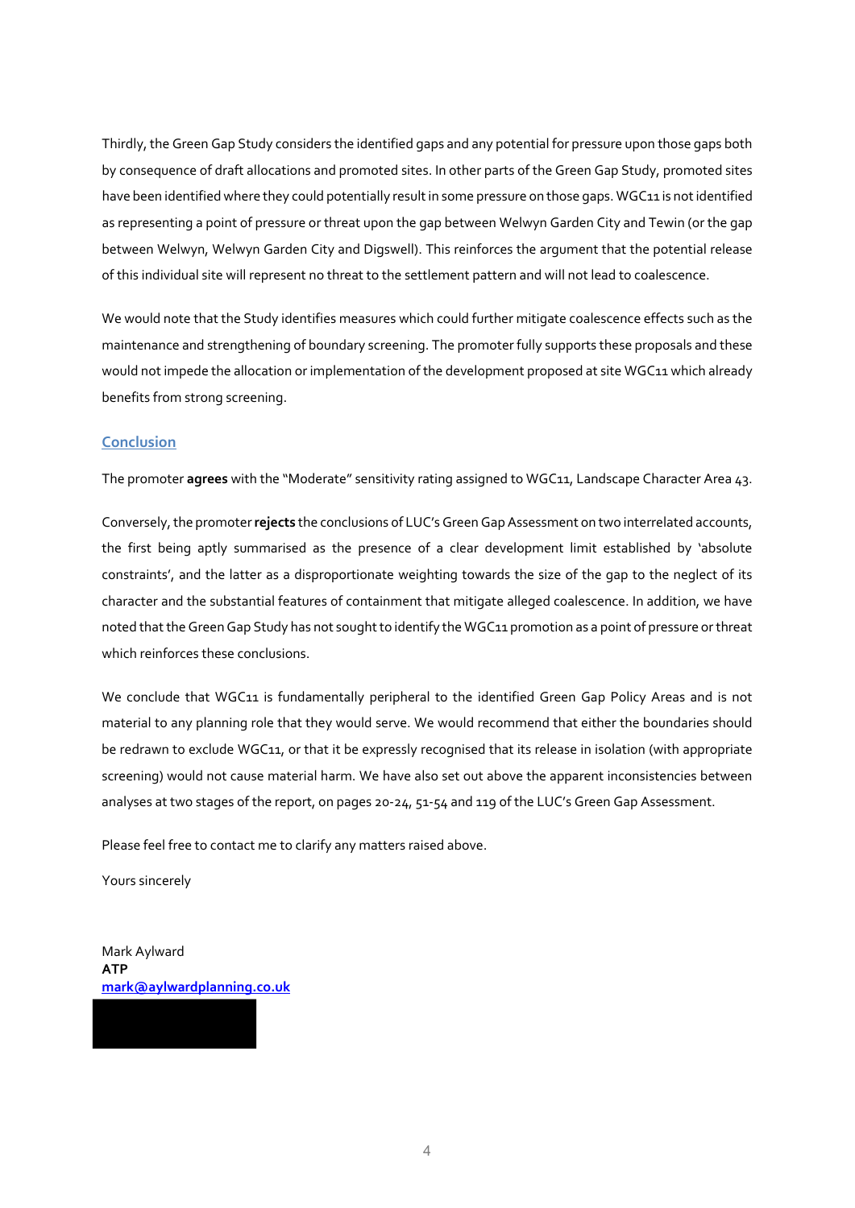Thirdly, the Green Gap Study considers the identified gaps and any potential for pressure upon those gaps both by consequence of draft allocations and promoted sites. In other parts of the Green Gap Study, promoted sites have been identified where they could potentially result in some pressure on those gaps. WGC11 is not identified as representing a point of pressure or threat upon the gap between Welwyn Garden City and Tewin (or the gap between Welwyn, Welwyn Garden City and Digswell). This reinforces the argument that the potential release of this individual site will represent no threat to the settlement pattern and will not lead to coalescence.

We would note that the Study identifies measures which could further mitigate coalescence effects such as the maintenance and strengthening of boundary screening. The promoter fully supports these proposals and these would not impede the allocation or implementation of the development proposed at site WGC11 which already benefits from strong screening.

## Conclusion

The promoter **agrees** with the "Moderate" sensitivity rating assigned to WGC11, Landscape Character Area 43.

Conversely, the promoter **rejects** the conclusions of LUC's Green Gap Assessment on two interrelated accounts, the first being aptly summarised as the presence of a clear development limit established by 'absolute constraints', and the latter as a disproportionate weighting towards the size of the gap to the neglect of its character and the substantial features of containment that mitigate alleged coalescence. In addition, we have noted that the Green Gap Study has not sought to identify the WGC11 promotion as a point of pressure or threat which reinforces these conclusions.

We conclude that WGC11 is fundamentally peripheral to the identified Green Gap Policy Areas and is not material to any planning role that they would serve. We would recommend that either the boundaries should be redrawn to exclude WGC11, or that it be expressly recognised that its release in isolation (with appropriate screening) would not cause material harm. We have also set out above the apparent inconsistencies between analyses at two stages of the report, on pages 20-24, 51-54 and 119 of the LUC's Green Gap Assessment.

Please feel free to contact me to clarify any matters raised above.

Yours sincerely

Mark Aylward
**ATP**
mark@aylwardplanning.co.uk